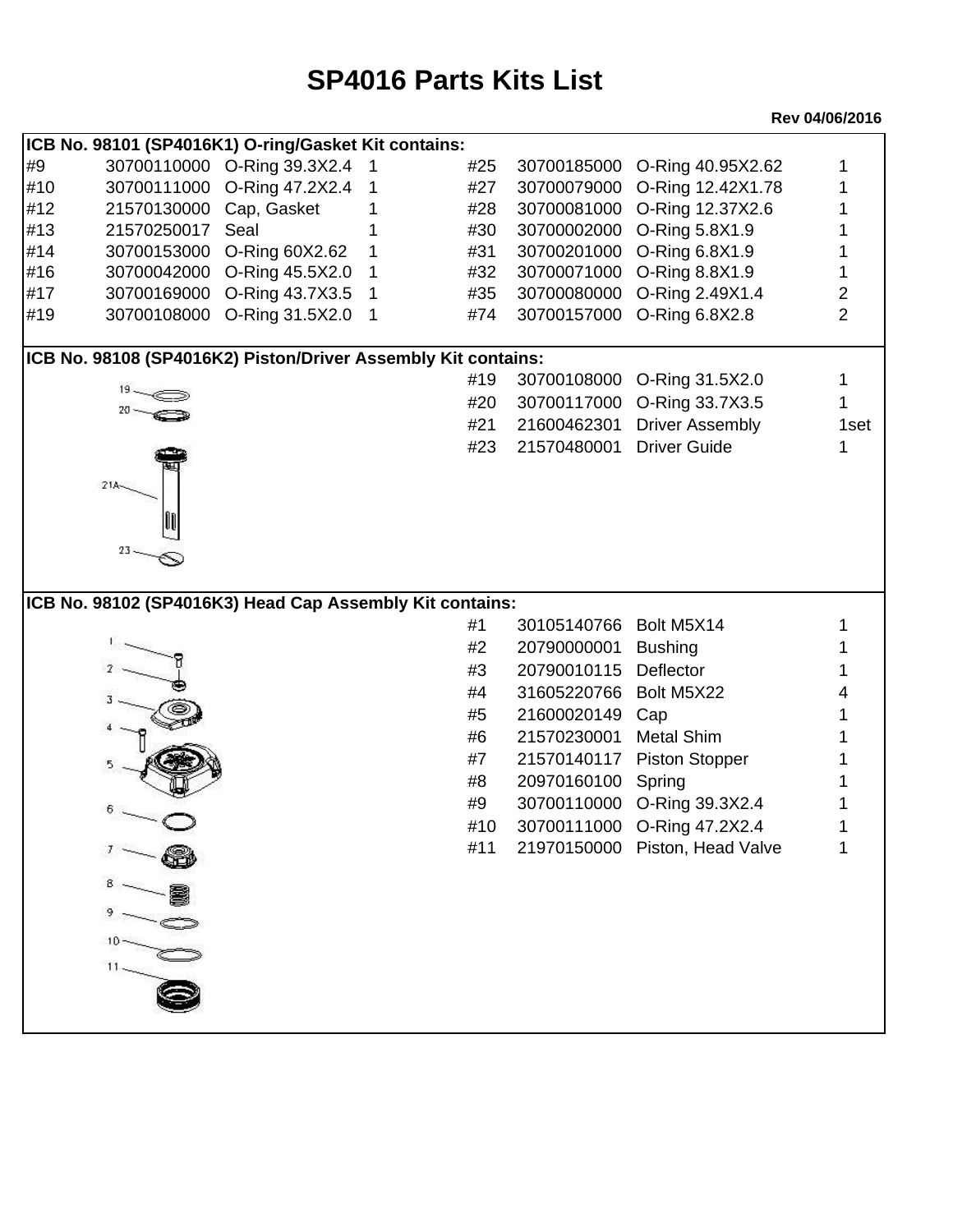# SP4016 Parts Kits List

**Rev 04/06/2016**

## ICB No. 98101 (SP4016K1) O-ring/Gasket Kit contains:

| # | Part No. | Description | Qty | # | Part No. | Description | Qty |
|---|---|---|---|---|---|---|---|
| #9 | 30700110000 | O-Ring 39.3X2.4 | 1 | #25 | 30700185000 | O-Ring 40.95X2.62 | 1 |
| #10 | 30700111000 | O-Ring 47.2X2.4 | 1 | #27 | 30700079000 | O-Ring 12.42X1.78 | 1 |
| #12 | 21570130000 | Cap, Gasket | 1 | #28 | 30700081000 | O-Ring 12.37X2.6 | 1 |
| #13 | 21570250017 | Seal | 1 | #30 | 30700002000 | O-Ring 5.8X1.9 | 1 |
| #14 | 30700153000 | O-Ring 60X2.62 | 1 | #31 | 30700201000 | O-Ring 6.8X1.9 | 1 |
| #16 | 30700042000 | O-Ring 45.5X2.0 | 1 | #32 | 30700071000 | O-Ring 8.8X1.9 | 1 |
| #17 | 30700169000 | O-Ring 43.7X3.5 | 1 | #35 | 30700080000 | O-Ring 2.49X1.4 | 2 |
| #19 | 30700108000 | O-Ring 31.5X2.0 | 1 | #74 | 30700157000 | O-Ring 6.8X2.8 | 2 |

## ICB No. 98108 (SP4016K2) Piston/Driver Assembly Kit contains:

| # | Part No. | Description | Qty |
|---|---|---|---|
| #19 | 30700108000 | O-Ring 31.5X2.0 | 1 |
| #20 | 30700117000 | O-Ring 33.7X3.5 | 1 |
| #21 | 21600462301 | Driver Assembly | 1set |
| #23 | 21570480001 | Driver Guide | 1 |

## ICB No. 98102 (SP4016K3) Head Cap Assembly Kit contains:

| # | Part No. | Description | Qty |
|---|---|---|---|
| #1 | 30105140766 | Bolt M5X14 | 1 |
| #2 | 20790000001 | Bushing | 1 |
| #3 | 20790010115 | Deflector | 1 |
| #4 | 31605220766 | Bolt M5X22 | 4 |
| #5 | 21600020149 | Cap | 1 |
| #6 | 21570230001 | Metal Shim | 1 |
| #7 | 21570140117 | Piston Stopper | 1 |
| #8 | 20970160100 | Spring | 1 |
| #9 | 30700110000 | O-Ring 39.3X2.4 | 1 |
| #10 | 30700111000 | O-Ring 47.2X2.4 | 1 |
| #11 | 21970150000 | Piston, Head Valve | 1 |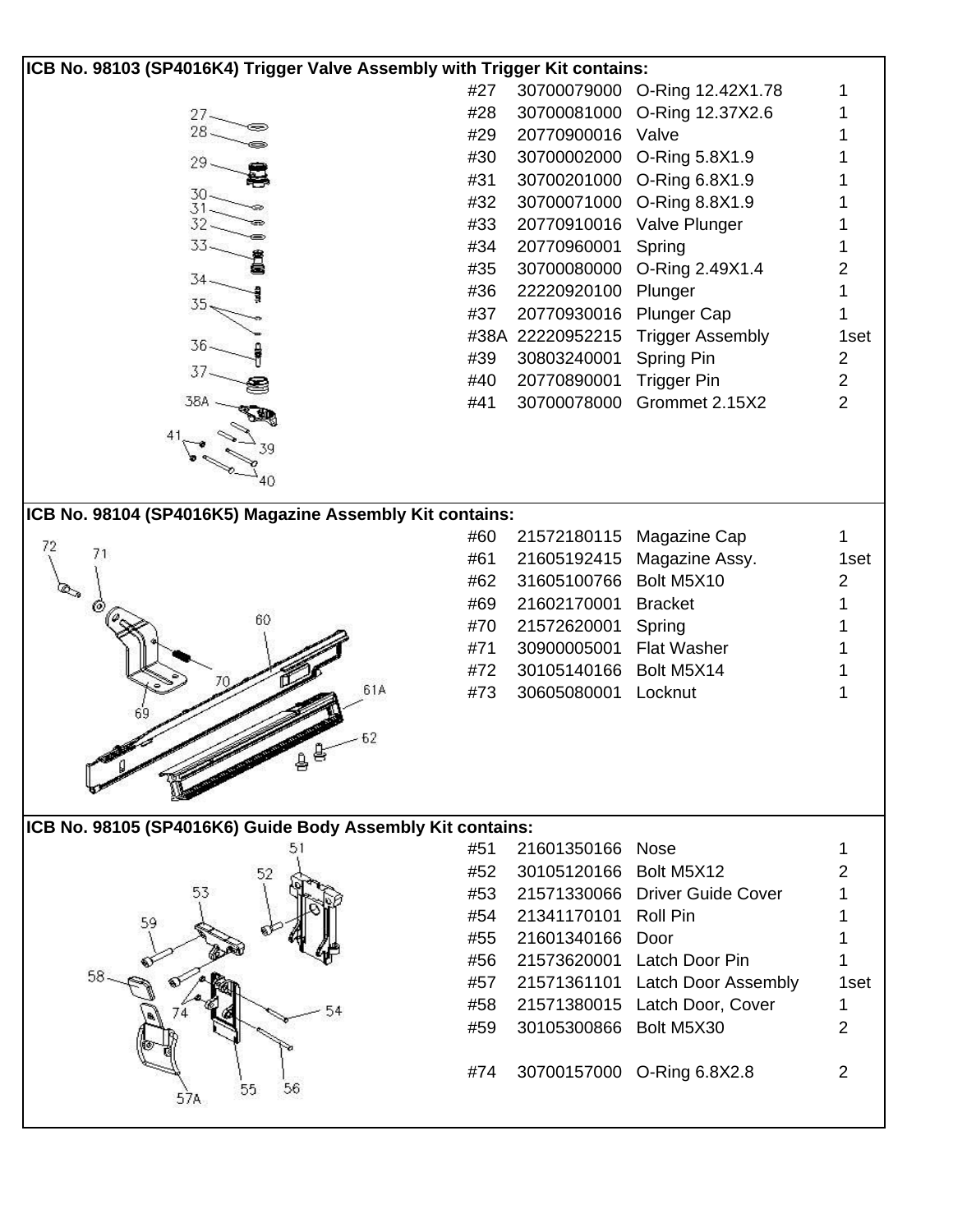**ICB No. 98103 (SP4016K4) Trigger Valve Assembly with Trigger Kit contains:**

| # | Part No. | Description | Qty |
|---|---|---|---|
| #27 | 30700079000 | O-Ring 12.42X1.78 | 1 |
| #28 | 30700081000 | O-Ring 12.37X2.6 | 1 |
| #29 | 20770900016 | Valve | 1 |
| #30 | 30700002000 | O-Ring 5.8X1.9 | 1 |
| #31 | 30700201000 | O-Ring 6.8X1.9 | 1 |
| #32 | 30700071000 | O-Ring 8.8X1.9 | 1 |
| #33 | 20770910016 | Valve Plunger | 1 |
| #34 | 20770960001 | Spring | 1 |
| #35 | 30700080000 | O-Ring 2.49X1.4 | 2 |
| #36 | 22220920100 | Plunger | 1 |
| #37 | 20770930016 | Plunger Cap | 1 |
| #38A | 22220952215 | Trigger Assembly | 1set |
| #39 | 30803240001 | Spring Pin | 2 |
| #40 | 20770890001 | Trigger Pin | 2 |
| #41 | 30700078000 | Grommet 2.15X2 | 2 |

**ICB No. 98104 (SP4016K5) Magazine Assembly Kit contains:**

| # | Part No. | Description | Qty |
|---|---|---|---|
| #60 | 21572180115 | Magazine Cap | 1 |
| #61 | 21605192415 | Magazine Assy. | 1set |
| #62 | 31605100766 | Bolt M5X10 | 2 |
| #69 | 21602170001 | Bracket | 1 |
| #70 | 21572620001 | Spring | 1 |
| #71 | 30900005001 | Flat Washer | 1 |
| #72 | 30105140166 | Bolt M5X14 | 1 |
| #73 | 30605080001 | Locknut | 1 |

**ICB No. 98105 (SP4016K6) Guide Body Assembly Kit contains:**

| # | Part No. | Description | Qty |
|---|---|---|---|
| #51 | 21601350166 | Nose | 1 |
| #52 | 30105120166 | Bolt M5X12 | 2 |
| #53 | 21571330066 | Driver Guide Cover | 1 |
| #54 | 21341170101 | Roll Pin | 1 |
| #55 | 21601340166 | Door | 1 |
| #56 | 21573620001 | Latch Door Pin | 1 |
| #57 | 21571361101 | Latch Door Assembly | 1set |
| #58 | 21571380015 | Latch Door, Cover | 1 |
| #59 | 30105300866 | Bolt M5X30 | 2 |
| #74 | 30700157000 | O-Ring 6.8X2.8 | 2 |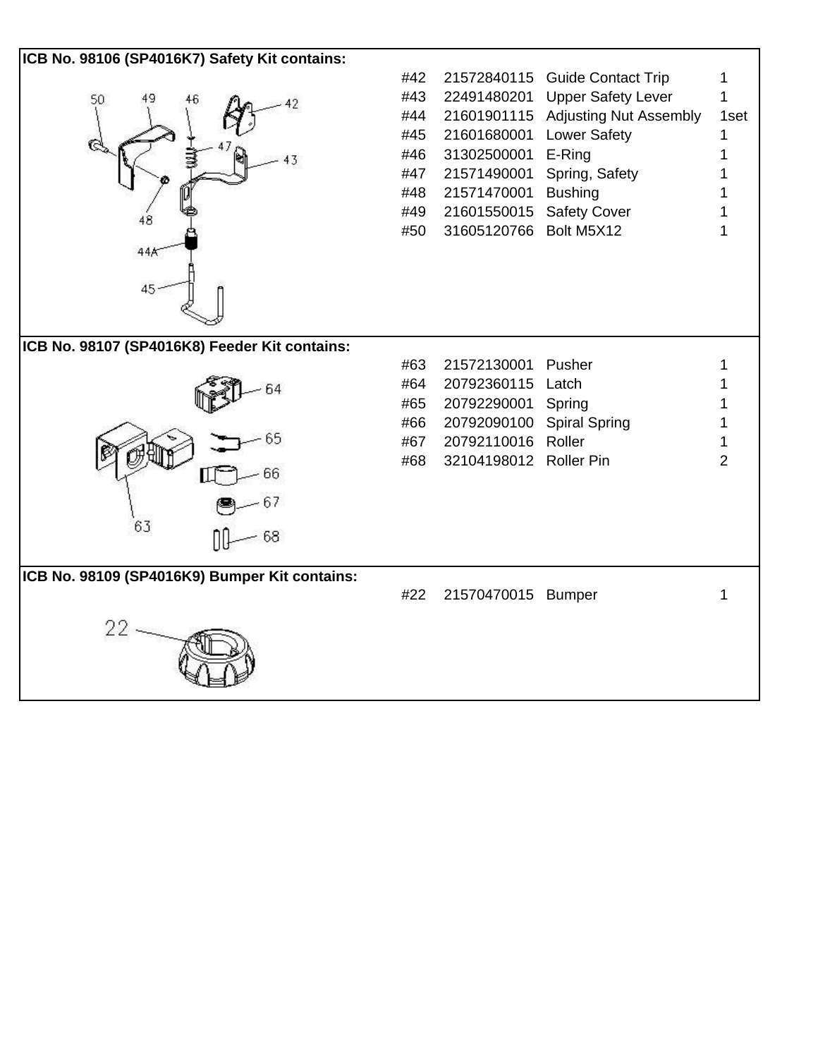**ICB No. 98106 (SP4016K7) Safety Kit contains:**

| | | | |
|---|---|---|---|
| #42 | 21572840115 | Guide Contact Trip | 1 |
| #43 | 22491480201 | Upper Safety Lever | 1 |
| #44 | 21601901115 | Adjusting Nut Assembly | 1set |
| #45 | 21601680001 | Lower Safety | 1 |
| #46 | 31302500001 | E-Ring | 1 |
| #47 | 21571490001 | Spring, Safety | 1 |
| #48 | 21571470001 | Bushing | 1 |
| #49 | 21601550015 | Safety Cover | 1 |
| #50 | 31605120766 | Bolt M5X12 | 1 |

**ICB No. 98107 (SP4016K8) Feeder Kit contains:**

| | | | |
|---|---|---|---|
| #63 | 21572130001 | Pusher | 1 |
| #64 | 20792360115 | Latch | 1 |
| #65 | 20792290001 | Spring | 1 |
| #66 | 20792090100 | Spiral Spring | 1 |
| #67 | 20792110016 | Roller | 1 |
| #68 | 32104198012 | Roller Pin | 2 |

**ICB No. 98109 (SP4016K9) Bumper Kit contains:**

| | | | |
|---|---|---|---|
| #22 | 21570470015 | Bumper | 1 |